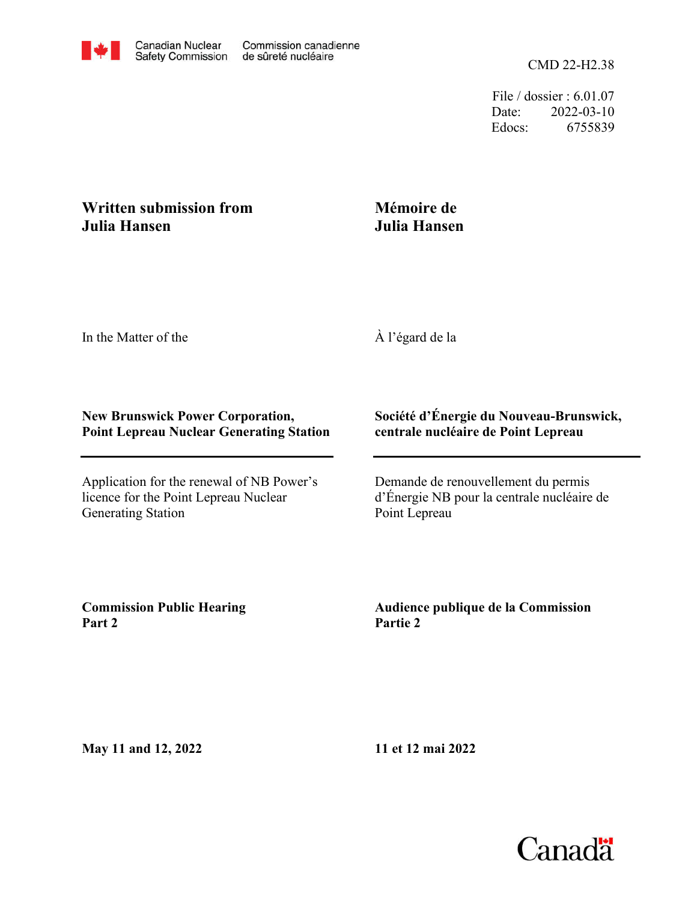Canadian Nuclear Safety Commission | Commission canadienne de sûreté nucléaire

CMD 22-H2.38

File / dossier : 6.01.07
Date: 2022-03-10
Edocs: 6755839

**Written submission from Julia Hansen**

**Mémoire de Julia Hansen**

In the Matter of the

À l'égard de la

**New Brunswick Power Corporation, Point Lepreau Nuclear Generating Station**

**Société d'Énergie du Nouveau-Brunswick, centrale nucléaire de Point Lepreau**

Application for the renewal of NB Power's licence for the Point Lepreau Nuclear Generating Station

Demande de renouvellement du permis d'Énergie NB pour la centrale nucléaire de Point Lepreau

**Commission Public Hearing Part 2**

**Audience publique de la Commission Partie 2**

**May 11 and 12, 2022**

**11 et 12 mai 2022**

Canada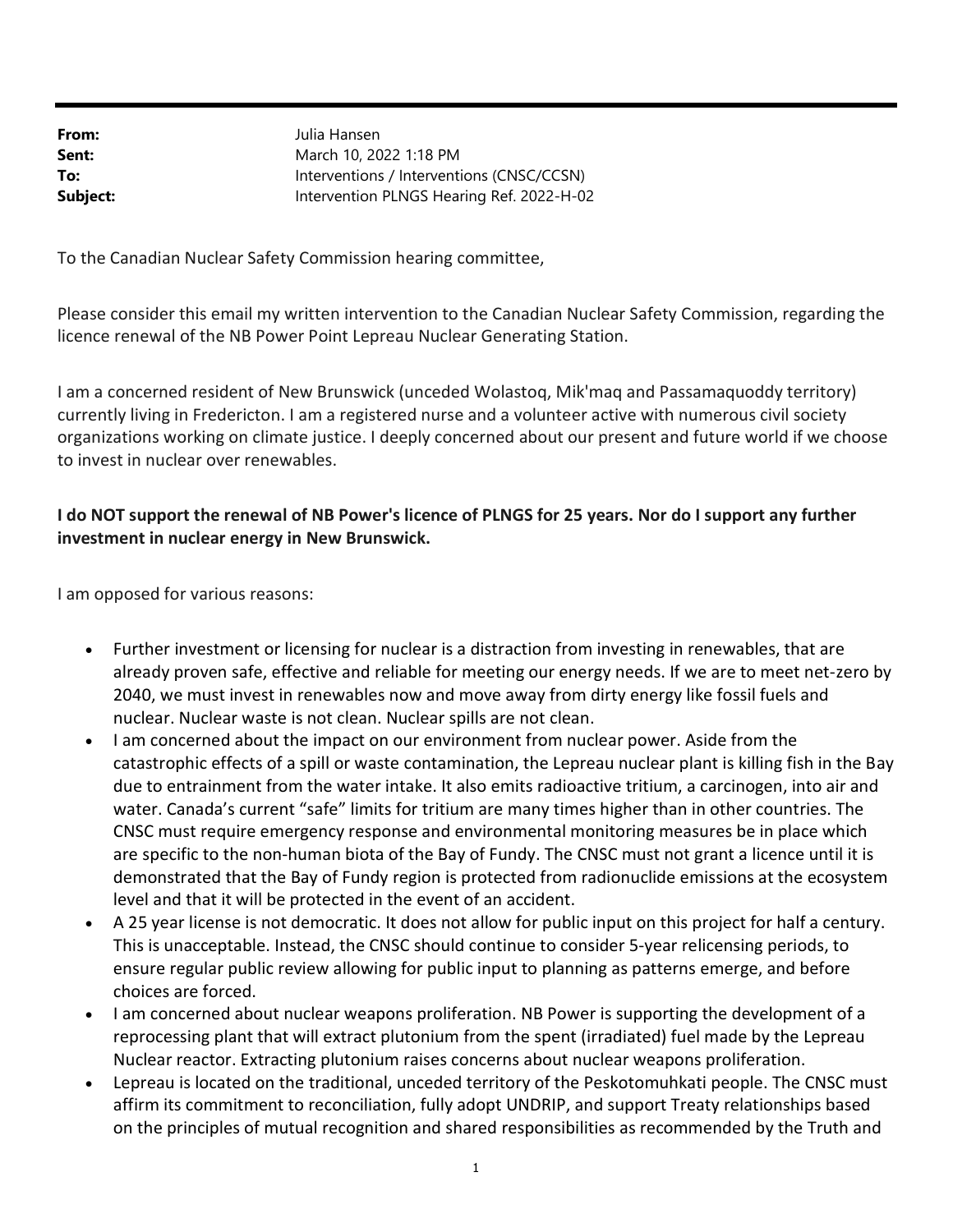**From:** Julia Hansen
**Sent:** March 10, 2022 1:18 PM
**To:** Interventions / Interventions (CNSC/CCSN)
**Subject:** Intervention PLNGS Hearing Ref. 2022-H-02

To the Canadian Nuclear Safety Commission hearing committee,

Please consider this email my written intervention to the Canadian Nuclear Safety Commission, regarding the licence renewal of the NB Power Point Lepreau Nuclear Generating Station.

I am a concerned resident of New Brunswick (unceded Wolastoq, Mik'maq and Passamaquoddy territory) currently living in Fredericton. I am a registered nurse and a volunteer active with numerous civil society organizations working on climate justice. I deeply concerned about our present and future world if we choose to invest in nuclear over renewables.

**I do NOT support the renewal of NB Power's licence of PLNGS for 25 years. Nor do I support any further investment in nuclear energy in New Brunswick.**

I am opposed for various reasons:

- Further investment or licensing for nuclear is a distraction from investing in renewables, that are already proven safe, effective and reliable for meeting our energy needs. If we are to meet net-zero by 2040, we must invest in renewables now and move away from dirty energy like fossil fuels and nuclear. Nuclear waste is not clean. Nuclear spills are not clean.
- I am concerned about the impact on our environment from nuclear power. Aside from the catastrophic effects of a spill or waste contamination, the Lepreau nuclear plant is killing fish in the Bay due to entrainment from the water intake. It also emits radioactive tritium, a carcinogen, into air and water. Canada's current "safe" limits for tritium are many times higher than in other countries. The CNSC must require emergency response and environmental monitoring measures be in place which are specific to the non-human biota of the Bay of Fundy. The CNSC must not grant a licence until it is demonstrated that the Bay of Fundy region is protected from radionuclide emissions at the ecosystem level and that it will be protected in the event of an accident.
- A 25 year license is not democratic. It does not allow for public input on this project for half a century. This is unacceptable. Instead, the CNSC should continue to consider 5-year relicensing periods, to ensure regular public review allowing for public input to planning as patterns emerge, and before choices are forced.
- I am concerned about nuclear weapons proliferation. NB Power is supporting the development of a reprocessing plant that will extract plutonium from the spent (irradiated) fuel made by the Lepreau Nuclear reactor. Extracting plutonium raises concerns about nuclear weapons proliferation.
- Lepreau is located on the traditional, unceded territory of the Peskotomuhkati people. The CNSC must affirm its commitment to reconciliation, fully adopt UNDRIP, and support Treaty relationships based on the principles of mutual recognition and shared responsibilities as recommended by the Truth and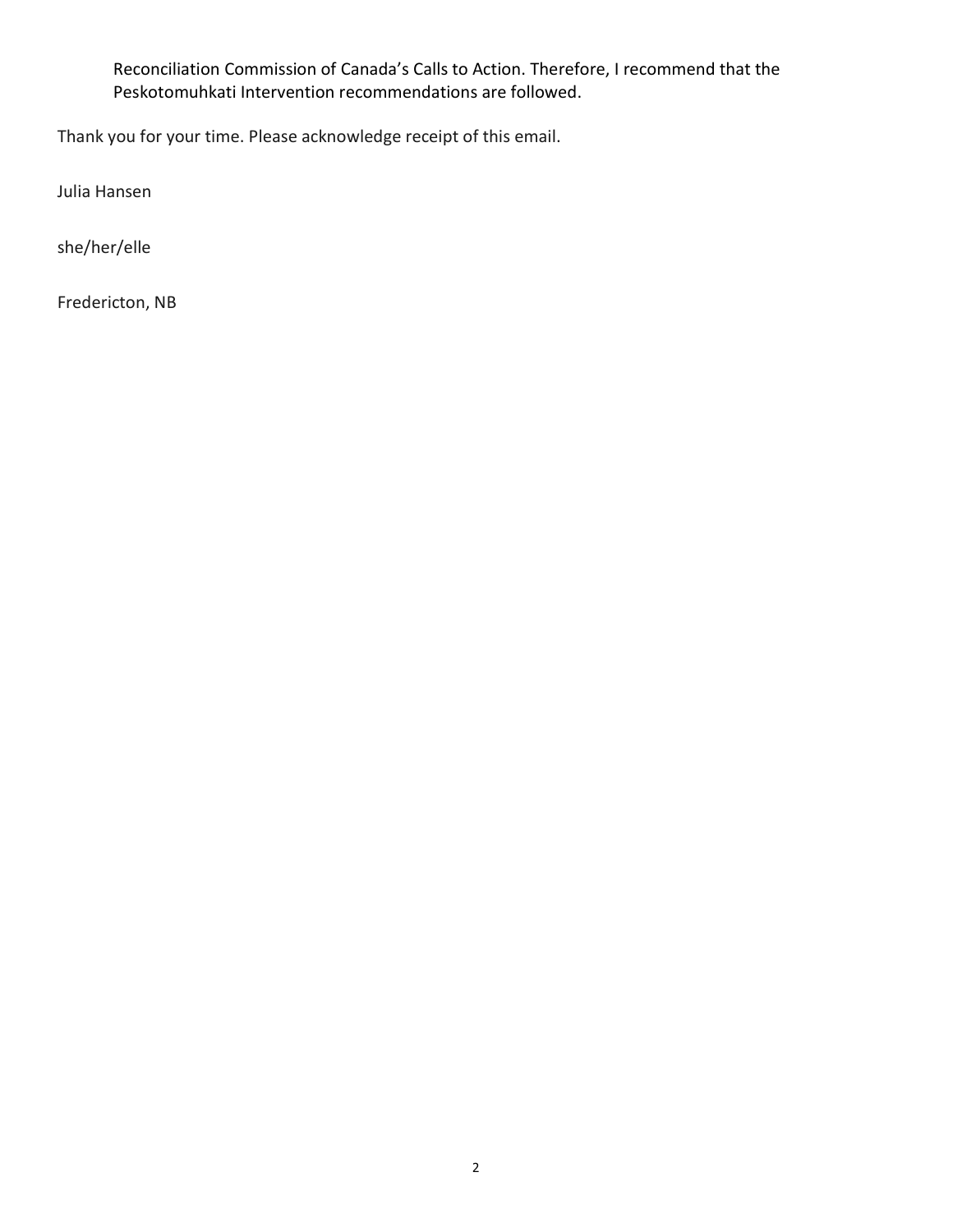Reconciliation Commission of Canada's Calls to Action. Therefore, I recommend that the Peskotomuhkati Intervention recommendations are followed.

Thank you for your time. Please acknowledge receipt of this email.

Julia Hansen

she/her/elle

Fredericton, NB